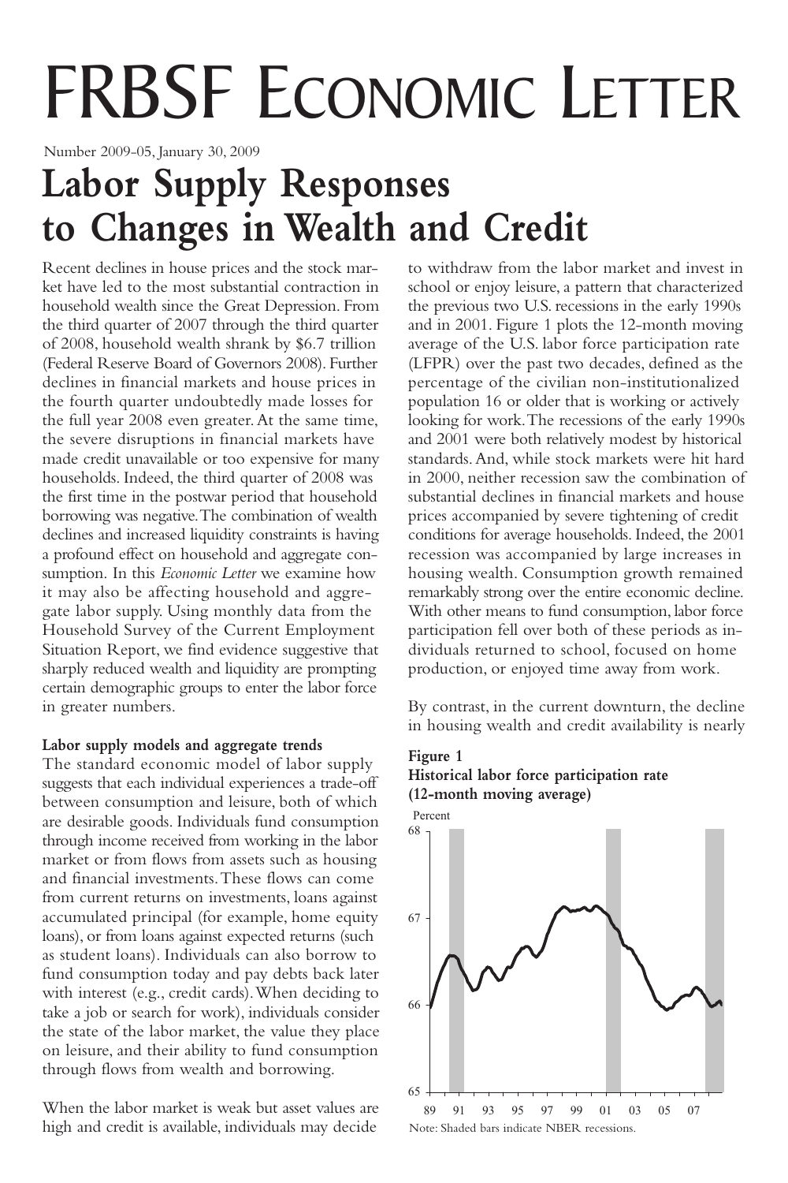# FRBSF Economic Letter

Number 2009-05, January 30, 2009

# Labor Supply Responses to Changes in Wealth and Credit

Recent declines in house prices and the stock market have led to the most substantial contraction in household wealth since the Great Depression. From the third quarter of 2007 through the third quarter of 2008, household wealth shrank by $6.7 trillion (Federal Reserve Board of Governors 2008). Further declines in financial markets and house prices in the fourth quarter undoubtedly made losses for the full year 2008 even greater. At the same time, the severe disruptions in financial markets have made credit unavailable or too expensive for many households. Indeed, the third quarter of 2008 was the first time in the postwar period that household borrowing was negative. The combination of wealth declines and increased liquidity constraints is having a profound effect on household and aggregate consumption. In this *Economic Letter* we examine how it may also be affecting household and aggregate labor supply. Using monthly data from the Household Survey of the Current Employment Situation Report, we find evidence suggestive that sharply reduced wealth and liquidity are prompting certain demographic groups to enter the labor force in greater numbers.

**Labor supply models and aggregate trends**

The standard economic model of labor supply suggests that each individual experiences a trade-off between consumption and leisure, both of which are desirable goods. Individuals fund consumption through income received from working in the labor market or from flows from assets such as housing and financial investments. These flows can come from current returns on investments, loans against accumulated principal (for example, home equity loans), or from loans against expected returns (such as student loans). Individuals can also borrow to fund consumption today and pay debts back later with interest (e.g., credit cards). When deciding to take a job or search for work), individuals consider the state of the labor market, the value they place on leisure, and their ability to fund consumption through flows from wealth and borrowing.

When the labor market is weak but asset values are high and credit is available, individuals may decide to withdraw from the labor market and invest in school or enjoy leisure, a pattern that characterized the previous two U.S. recessions in the early 1990s and in 2001. Figure 1 plots the 12-month moving average of the U.S. labor force participation rate (LFPR) over the past two decades, defined as the percentage of the civilian non-institutionalized population 16 or older that is working or actively looking for work. The recessions of the early 1990s and 2001 were both relatively modest by historical standards. And, while stock markets were hit hard in 2000, neither recession saw the combination of substantial declines in financial markets and house prices accompanied by severe tightening of credit conditions for average households. Indeed, the 2001 recession was accompanied by large increases in housing wealth. Consumption growth remained remarkably strong over the entire economic decline. With other means to fund consumption, labor force participation fell over both of these periods as individuals returned to school, focused on home production, or enjoyed time away from work.

By contrast, in the current downturn, the decline in housing wealth and credit availability is nearly

**Figure 1**
**Historical labor force participation rate (12-month moving average)**

Percent

68

67

66

65

89 91 93 95 97 99 01 03 05 07

Note: Shaded bars indicate NBER recessions.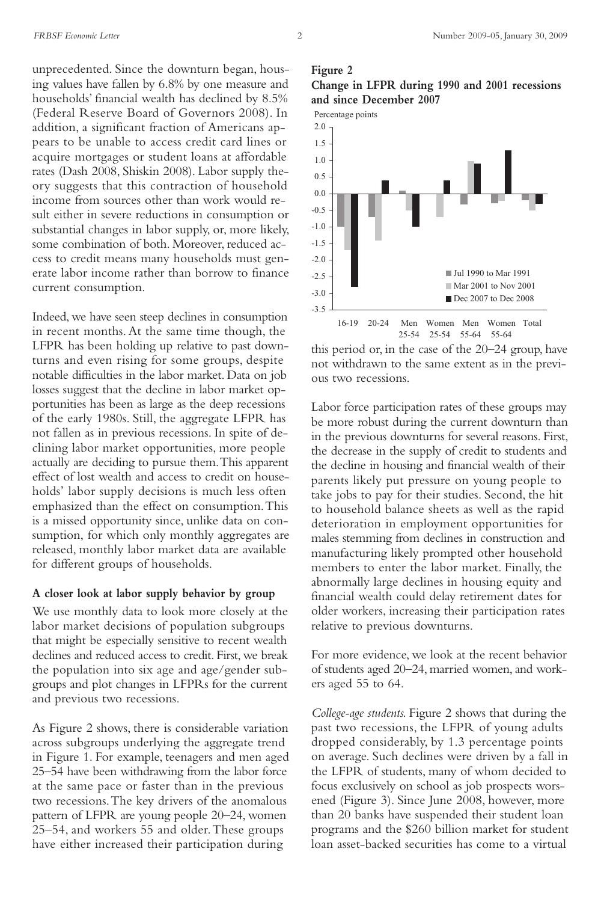unprecedented. Since the downturn began, housing values have fallen by 6.8% by one measure and households' financial wealth has declined by 8.5% (Federal Reserve Board of Governors 2008). In addition, a significant fraction of Americans appears to be unable to access credit card lines or acquire mortgages or student loans at affordable rates (Dash 2008, Shiskin 2008). Labor supply theory suggests that this contraction of household income from sources other than work would result either in severe reductions in consumption or substantial changes in labor supply, or, more likely, some combination of both. Moreover, reduced access to credit means many households must generate labor income rather than borrow to finance current consumption.

Indeed, we have seen steep declines in consumption in recent months. At the same time though, the LFPR has been holding up relative to past downturns and even rising for some groups, despite notable difficulties in the labor market. Data on job losses suggest that the decline in labor market opportunities has been as large as the deep recessions of the early 1980s. Still, the aggregate LFPR has not fallen as in previous recessions. In spite of declining labor market opportunities, more people actually are deciding to pursue them. This apparent effect of lost wealth and access to credit on households' labor supply decisions is much less often emphasized than the effect on consumption. This is a missed opportunity since, unlike data on consumption, for which only monthly aggregates are released, monthly labor market data are available for different groups of households.

### A closer look at labor supply behavior by group

We use monthly data to look more closely at the labor market decisions of population subgroups that might be especially sensitive to recent wealth declines and reduced access to credit. First, we break the population into six age and age/gender subgroups and plot changes in LFPRs for the current and previous two recessions.

As Figure 2 shows, there is considerable variation across subgroups underlying the aggregate trend in Figure 1. For example, teenagers and men aged 25–54 have been withdrawing from the labor force at the same pace or faster than in the previous two recessions. The key drivers of the anomalous pattern of LFPR are young people 20–24, women 25–54, and workers 55 and older. These groups have either increased their participation during this period or, in the case of the 20–24 group, have not withdrawn to the same extent as in the previous two recessions.

**Figure 2**
**Change in LFPR during 1990 and 2001 recessions and since December 2007**

Percentage points

2.0
1.5
1.0
0.5
0.0
-0.5
-1.0
-1.5
-2.0
-2.5
-3.0
-3.5

Jul 1990 to Mar 1991
Mar 2001 to Nov 2001
Dec 2007 to Dec 2008

16-19 20-24 Men 25-54 Women 25-54 Men 55-64 Women 55-64 Total

Labor force participation rates of these groups may be more robust during the current downturn than in the previous downturns for several reasons. First, the decrease in the supply of credit to students and the decline in housing and financial wealth of their parents likely put pressure on young people to take jobs to pay for their studies. Second, the hit to household balance sheets as well as the rapid deterioration in employment opportunities for males stemming from declines in construction and manufacturing likely prompted other household members to enter the labor market. Finally, the abnormally large declines in housing equity and financial wealth could delay retirement dates for older workers, increasing their participation rates relative to previous downturns.

For more evidence, we look at the recent behavior of students aged 20–24, married women, and workers aged 55 to 64.

*College-age students.* Figure 2 shows that during the past two recessions, the LFPR of young adults dropped considerably, by 1.3 percentage points on average. Such declines were driven by a fall in the LFPR of students, many of whom decided to focus exclusively on school as job prospects worsened (Figure 3). Since June 2008, however, more than 20 banks have suspended their student loan programs and the $260 billion market for student loan asset-backed securities has come to a virtual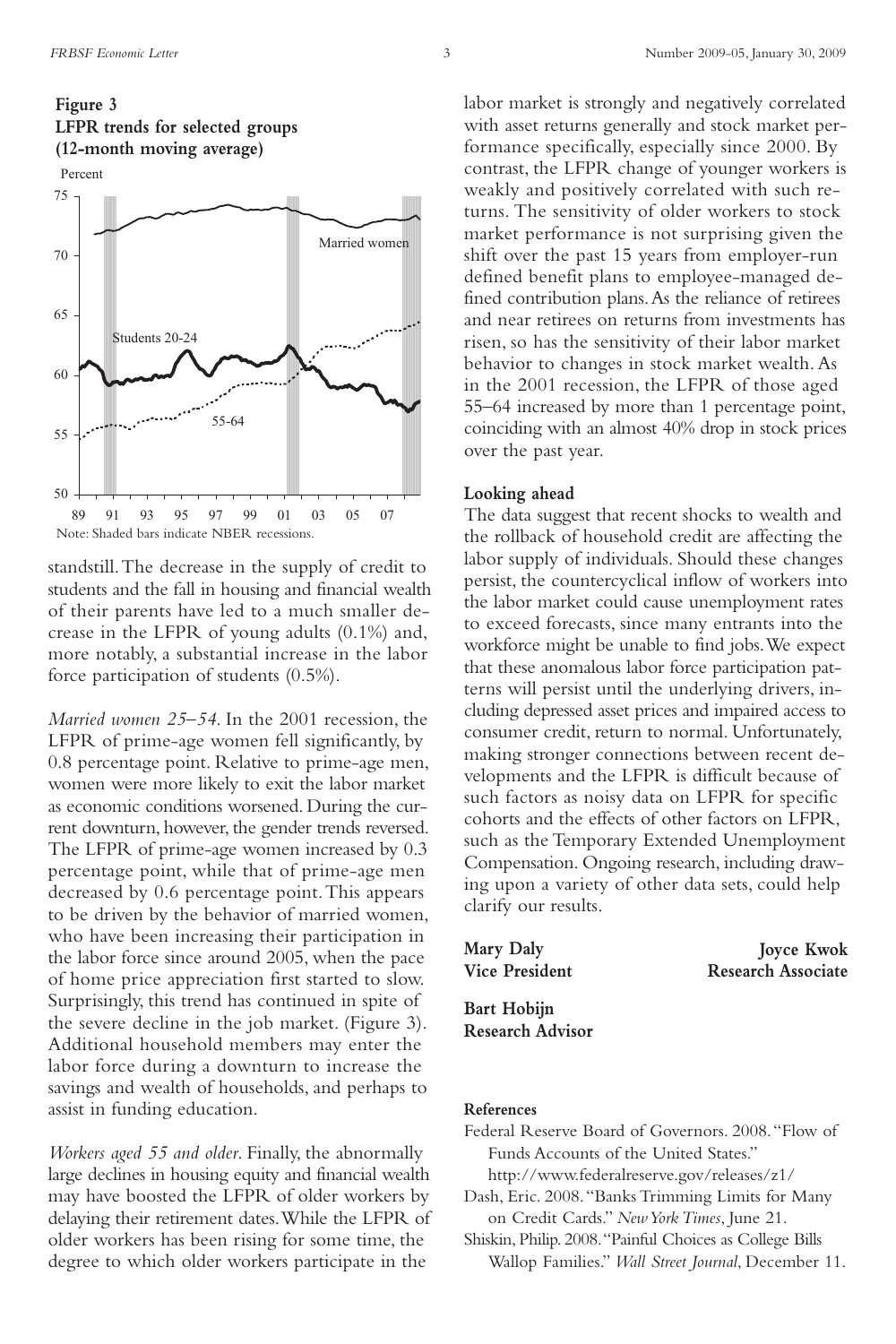**Figure 3**
**LFPR trends for selected groups (12-month moving average)**

Percent

75

70

65

60

55

50

89 91 93 95 97 99 01 03 05 07

Married women

Students 20-24

55-64

Note: Shaded bars indicate NBER recessions.

standstill. The decrease in the supply of credit to students and the fall in housing and financial wealth of their parents have led to a much smaller decrease in the LFPR of young adults (0.1%) and, more notably, a substantial increase in the labor force participation of students (0.5%).

*Married women 25–54.* In the 2001 recession, the LFPR of prime-age women fell significantly, by 0.8 percentage point. Relative to prime-age men, women were more likely to exit the labor market as economic conditions worsened. During the current downturn, however, the gender trends reversed. The LFPR of prime-age women increased by 0.3 percentage point, while that of prime-age men decreased by 0.6 percentage point. This appears to be driven by the behavior of married women, who have been increasing their participation in the labor force since around 2005, when the pace of home price appreciation first started to slow. Surprisingly, this trend has continued in spite of the severe decline in the job market. (Figure 3). Additional household members may enter the labor force during a downturn to increase the savings and wealth of households, and perhaps to assist in funding education.

*Workers aged 55 and older.* Finally, the abnormally large declines in housing equity and financial wealth may have boosted the LFPR of older workers by delaying their retirement dates. While the LFPR of older workers has been rising for some time, the degree to which older workers participate in the labor market is strongly and negatively correlated with asset returns generally and stock market performance specifically, especially since 2000. By contrast, the LFPR change of younger workers is weakly and positively correlated with such returns. The sensitivity of older workers to stock market performance is not surprising given the shift over the past 15 years from employer-run defined benefit plans to employee-managed defined contribution plans. As the reliance of retirees and near retirees on returns from investments has risen, so has the sensitivity of their labor market behavior to changes in stock market wealth. As in the 2001 recession, the LFPR of those aged 55–64 increased by more than 1 percentage point, coinciding with an almost 40% drop in stock prices over the past year.

## Looking ahead

The data suggest that recent shocks to wealth and the rollback of household credit are affecting the labor supply of individuals. Should these changes persist, the countercyclical inflow of workers into the labor market could cause unemployment rates to exceed forecasts, since many entrants into the workforce might be unable to find jobs. We expect that these anomalous labor force participation patterns will persist until the underlying drivers, including depressed asset prices and impaired access to consumer credit, return to normal. Unfortunately, making stronger connections between recent developments and the LFPR is difficult because of such factors as noisy data on LFPR for specific cohorts and the effects of other factors on LFPR, such as the Temporary Extended Unemployment Compensation. Ongoing research, including drawing upon a variety of other data sets, could help clarify our results.

**Mary Daly**
**Vice President**

**Joyce Kwok**
**Research Associate**

**Bart Hobijn**
**Research Advisor**

## References

Federal Reserve Board of Governors. 2008. "Flow of Funds Accounts of the United States." http://www.federalreserve.gov/releases/z1/

Dash, Eric. 2008. "Banks Trimming Limits for Many on Credit Cards." *New York Times*, June 21.

Shiskin, Philip. 2008. "Painful Choices as College Bills Wallop Families." *Wall Street Journal*, December 11.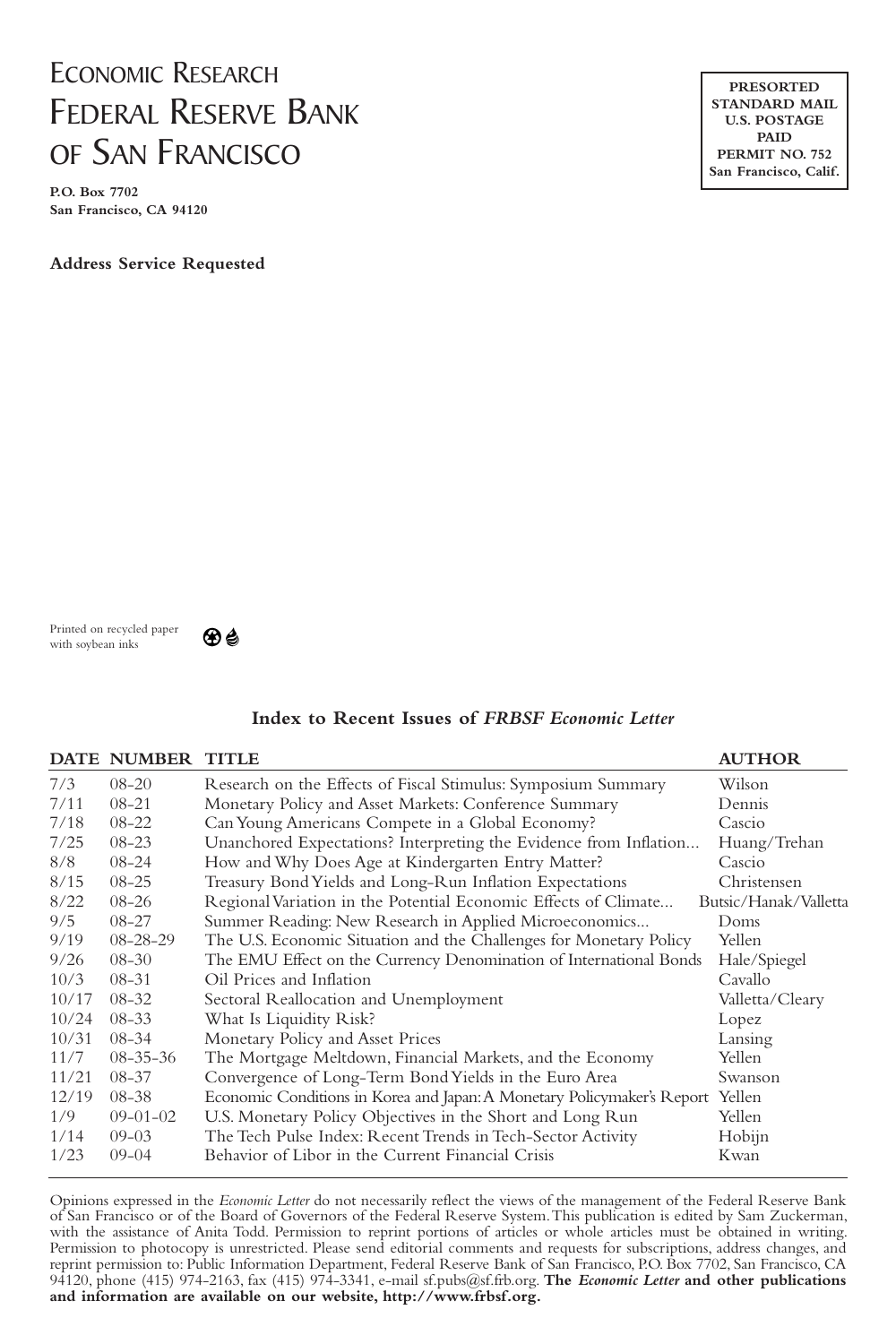# Economic Research Federal Reserve Bank of San Francisco

**P.O. Box 7702**
**San Francisco, CA 94120**

**PRESORTED STANDARD MAIL U.S. POSTAGE PAID PERMIT NO. 752 San Francisco, Calif.**

**Address Service Requested**

Printed on recycled paper with soybean inks

### Index to Recent Issues of *FRBSF Economic Letter*

| DATE | NUMBER | TITLE | AUTHOR |
|---|---|---|---|
| 7/3 | 08-20 | Research on the Effects of Fiscal Stimulus: Symposium Summary | Wilson |
| 7/11 | 08-21 | Monetary Policy and Asset Markets: Conference Summary | Dennis |
| 7/18 | 08-22 | Can Young Americans Compete in a Global Economy? | Cascio |
| 7/25 | 08-23 | Unanchored Expectations? Interpreting the Evidence from Inflation... | Huang/Trehan |
| 8/8 | 08-24 | How and Why Does Age at Kindergarten Entry Matter? | Cascio |
| 8/15 | 08-25 | Treasury Bond Yields and Long-Run Inflation Expectations | Christensen |
| 8/22 | 08-26 | Regional Variation in the Potential Economic Effects of Climate... | Butsic/Hanak/Valletta |
| 9/5 | 08-27 | Summer Reading: New Research in Applied Microeconomics... | Doms |
| 9/19 | 08-28-29 | The U.S. Economic Situation and the Challenges for Monetary Policy | Yellen |
| 9/26 | 08-30 | The EMU Effect on the Currency Denomination of International Bonds | Hale/Spiegel |
| 10/3 | 08-31 | Oil Prices and Inflation | Cavallo |
| 10/17 | 08-32 | Sectoral Reallocation and Unemployment | Valletta/Cleary |
| 10/24 | 08-33 | What Is Liquidity Risk? | Lopez |
| 10/31 | 08-34 | Monetary Policy and Asset Prices | Lansing |
| 11/7 | 08-35-36 | The Mortgage Meltdown, Financial Markets, and the Economy | Yellen |
| 11/21 | 08-37 | Convergence of Long-Term Bond Yields in the Euro Area | Swanson |
| 12/19 | 08-38 | Economic Conditions in Korea and Japan: A Monetary Policymaker's Report | Yellen |
| 1/9 | 09-01-02 | U.S. Monetary Policy Objectives in the Short and Long Run | Yellen |
| 1/14 | 09-03 | The Tech Pulse Index: Recent Trends in Tech-Sector Activity | Hobijn |
| 1/23 | 09-04 | Behavior of Libor in the Current Financial Crisis | Kwan |

Opinions expressed in the *Economic Letter* do not necessarily reflect the views of the management of the Federal Reserve Bank of San Francisco or of the Board of Governors of the Federal Reserve System. This publication is edited by Sam Zuckerman, with the assistance of Anita Todd. Permission to reprint portions of articles or whole articles must be obtained in writing. Permission to photocopy is unrestricted. Please send editorial comments and requests for subscriptions, address changes, and reprint permission to: Public Information Department, Federal Reserve Bank of San Francisco, P.O. Box 7702, San Francisco, CA 94120, phone (415) 974-2163, fax (415) 974-3341, e-mail sf.pubs@sf.frb.org. **The *Economic Letter* and other publications and information are available on our website, http://www.frbsf.org.**